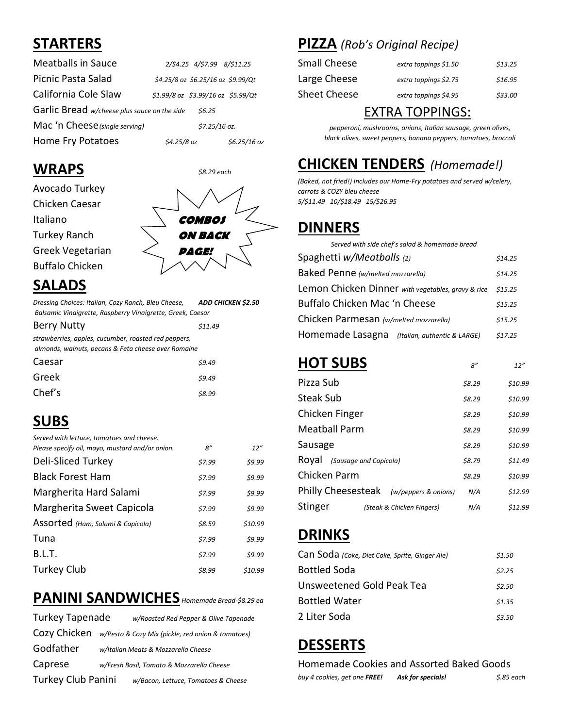## STARTERS

| | | | |
|---|---|---|---|
| Meatballs in Sauce | *2/$4.25* | *4/$7.99* | *8/$11.25* |
| Picnic Pasta Salad | *$4.25/8 oz* | *$6.25/16 oz* | *$9.99/Qt* |
| California Cole Slaw | *$1.99/8 oz* | *$3.99/16 oz* | *$5.99/Qt* |
| Garlic Bread *w/cheese plus sauce on the side* | *$6.25* | | |
| Mac 'n Cheese *(single serving)* | *$7.25/16 oz.* | | |
| Home Fry Potatoes | *$4.25/8 oz* | *$6.25/16 oz* | |

## WRAPS

*$8.29 each*

- Avocado Turkey
- Chicken Caesar
- Italiano
- Turkey Ranch
- Greek Vegetarian
- Buffalo Chicken

**COMBOS ON BACK PAGE!**

## SALADS

*Dressing Choices: Italian, Cozy Ranch, Bleu Cheese, Balsamic Vinaigrette, Raspberry Vinaigrette, Greek, Caesar* ***ADD CHICKEN $2.50***

| | |
|---|---|
| Berry Nutty | *$11.49* |
| *strawberries, apples, cucumber, roasted red peppers, almonds, walnuts, pecans & Feta cheese over Romaine* | |
| Caesar | *$9.49* |
| Greek | *$9.49* |
| Chef's | *$8.99* |

## SUBS

*Served with lettuce, tomatoes and cheese. Please specify oil, mayo, mustard and/or onion.*

| | 8" | 12" |
|---|---|---|
| Deli-Sliced Turkey | $7.99 | $9.99 |
| Black Forest Ham | $7.99 | $9.99 |
| Margherita Hard Salami | $7.99 | $9.99 |
| Margherita Sweet Capicola | $7.99 | $9.99 |
| Assorted *(Ham, Salami & Capicola)* | $8.59 | $10.99 |
| Tuna | $7.99 | $9.99 |
| B.L.T. | $7.99 | $9.99 |
| Turkey Club | $8.99 | $10.99 |

## PANINI SANDWICHES *Homemade Bread-$8.29 ea*

| | |
|---|---|
| Turkey Tapenade | *w/Roasted Red Pepper & Olive Tapenade* |
| Cozy Chicken | *w/Pesto & Cozy Mix (pickle, red onion & tomatoes)* |
| Godfather | *w/Italian Meats & Mozzarella Cheese* |
| Caprese | *w/Fresh Basil, Tomato & Mozzarella Cheese* |
| Turkey Club Panini | *w/Bacon, Lettuce, Tomatoes & Cheese* |

## PIZZA *(Rob's Original Recipe)*

| | | |
|---|---|---|
| Small Cheese | *extra toppings $1.50* | *$13.25* |
| Large Cheese | *extra toppings $2.75* | *$16.95* |
| Sheet Cheese | *extra toppings $4.95* | *$33.00* |

### EXTRA TOPPINGS:

*pepperoni, mushrooms, onions, Italian sausage, green olives, black olives, sweet peppers, banana peppers, tomatoes, broccoli*

## CHICKEN TENDERS *(Homemade!)*

*(Baked, not fried!) Includes our Home-Fry potatoes and served w/celery, carrots & COZY bleu cheese*
*5/$11.49 10/$18.49 15/$26.95*

## DINNERS

*Served with side chef's salad & homemade bread*

| | |
|---|---|
| Spaghetti *w/Meatballs (2)* | *$14.25* |
| Baked Penne *(w/melted mozzarella)* | *$14.25* |
| Lemon Chicken Dinner *with vegetables, gravy & rice* | *$15.25* |
| Buffalo Chicken Mac 'n Cheese | *$15.25* |
| Chicken Parmesan *(w/melted mozzarella)* | *$15.25* |
| Homemade Lasagna *(Italian, authentic & LARGE)* | *$17.25* |

## HOT SUBS

| | 8" | 12" |
|---|---|---|
| Pizza Sub | $8.29 | $10.99 |
| Steak Sub | $8.29 | $10.99 |
| Chicken Finger | $8.29 | $10.99 |
| Meatball Parm | $8.29 | $10.99 |
| Sausage | $8.29 | $10.99 |
| Royal *(Sausage and Capicola)* | $8.79 | $11.49 |
| Chicken Parm | $8.29 | $10.99 |
| Philly Cheesesteak *(w/peppers & onions)* | N/A | $12.99 |
| Stinger *(Steak & Chicken Fingers)* | N/A | $12.99 |

## DRINKS

| | |
|---|---|
| Can Soda *(Coke, Diet Coke, Sprite, Ginger Ale)* | *$1.50* |
| Bottled Soda | *$2.25* |
| Unsweetened Gold Peak Tea | *$2.50* |
| Bottled Water | *$1.35* |
| 2 Liter Soda | *$3.50* |

## DESSERTS

Homemade Cookies and Assorted Baked Goods

*buy 4 cookies, get one* ***FREE!*** ***Ask for specials!*** *$.85 each*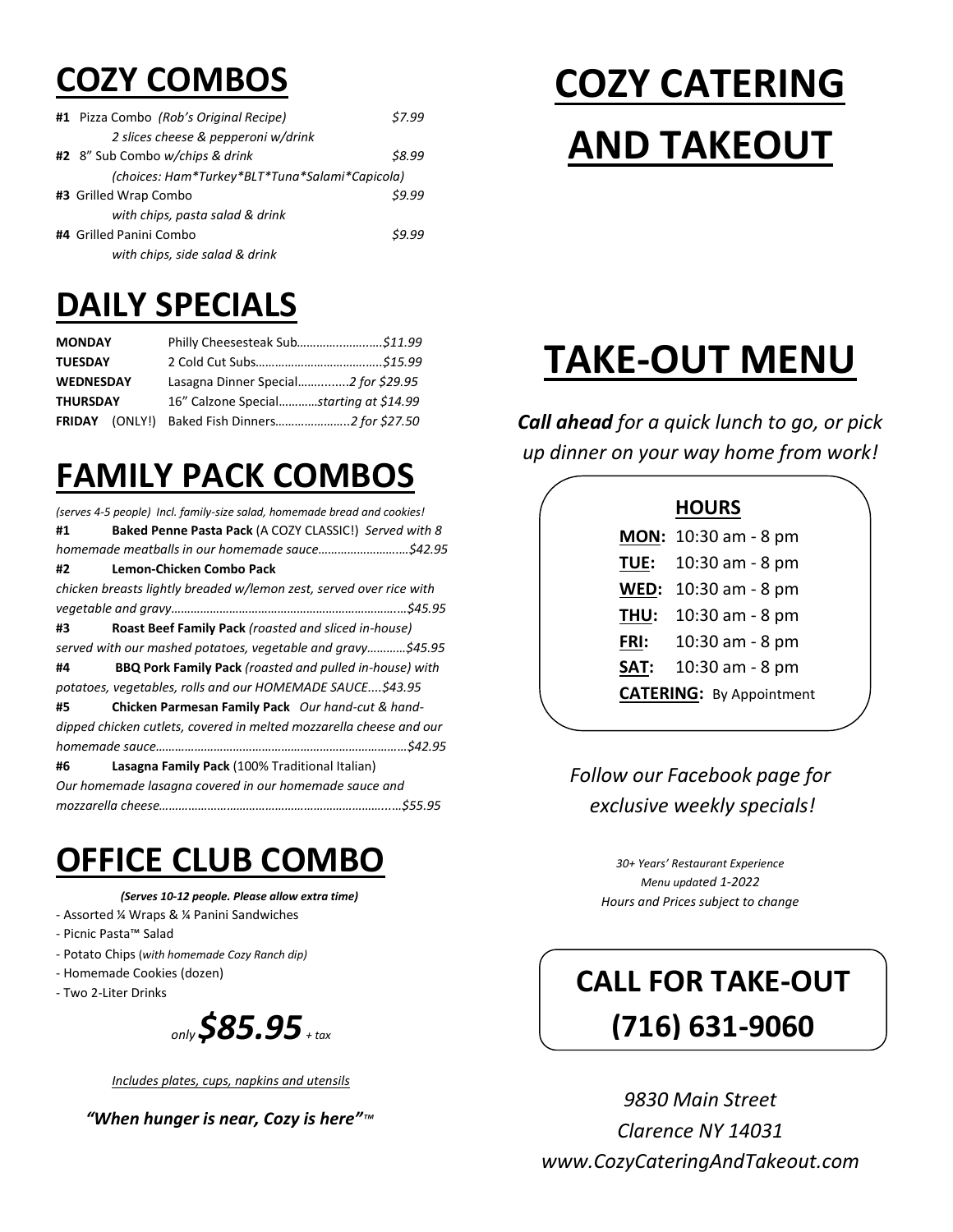# COZY COMBOS

**#1** Pizza Combo *(Rob's Original Recipe)* *$7.99*
*2 slices cheese & pepperoni w/drink*

**#2** 8" Sub Combo *w/chips & drink* *$8.99*
*(choices: Ham*Turkey*BLT*Tuna*Salami*Capicola)*

**#3** Grilled Wrap Combo *$9.99*
*with chips, pasta salad & drink*

**#4** Grilled Panini Combo *$9.99*
*with chips, side salad & drink*

# DAILY SPECIALS

| | |
|---|---|
| **MONDAY** | Philly Cheesesteak Sub……………………*$11.99* |
| **TUESDAY** | 2 Cold Cut Subs…………………………….*$15.99* |
| **WEDNESDAY** | Lasagna Dinner Special………..*2 for $29.95* |
| **THURSDAY** | 16" Calzone Special…………*starting at $14.99* |
| **FRIDAY** (ONLY!) | Baked Fish Dinners…………………*2 for $27.50* |

# FAMILY PACK COMBOS

*(serves 4-5 people) Incl. family-size salad, homemade bread and cookies!*

**#1 Baked Penne Pasta Pack** (A COZY CLASSIC!) *Served with 8 homemade meatballs in our homemade sauce……………………..$42.95*

**#2 Lemon-Chicken Combo Pack**
*chicken breasts lightly breaded w/lemon zest, served over rice with vegetable and gravy……………………………………………………………..$45.95*

**#3 Roast Beef Family Pack** *(roasted and sliced in-house) served with our mashed potatoes, vegetable and gravy…………$45.95*

**#4 BBQ Pork Family Pack** *(roasted and pulled in-house) with potatoes, vegetables, rolls and our HOMEMADE SAUCE….$43.95*

**#5 Chicken Parmesan Family Pack** *Our hand-cut & hand-dipped chicken cutlets, covered in melted mozzarella cheese and our homemade sauce……………………………………………………………………$42.95*

**#6 Lasagna Family Pack** (100% Traditional Italian)
*Our homemade lasagna covered in our homemade sauce and mozzarella cheese…………………………………………………………….….$55.95*

# OFFICE CLUB COMBO

***(Serves 10-12 people. Please allow extra time)***

- Assorted ¼ Wraps & ¼ Panini Sandwiches
- Picnic Pasta™ Salad
- Potato Chips (*with homemade Cozy Ranch dip)*
- Homemade Cookies (dozen)
- Two 2-Liter Drinks

*only* ***$85.95*** *+ tax*

*Includes plates, cups, napkins and utensils*

***"When hunger is near, Cozy is here"™***

# COZY CATERING AND TAKEOUT

# TAKE-OUT MENU

***Call ahead*** *for a quick lunch to go, or pick up dinner on your way home from work!*

## HOURS

**MON:** 10:30 am - 8 pm
**TUE:** 10:30 am - 8 pm
**WED:** 10:30 am - 8 pm
**THU:** 10:30 am - 8 pm
**FRI:** 10:30 am - 8 pm
**SAT:** 10:30 am - 8 pm
**CATERING:** By Appointment

*Follow our Facebook page for exclusive weekly specials!*

*30+ Years' Restaurant Experience*
*Menu updated 1-2022*
*Hours and Prices subject to change*

## CALL FOR TAKE-OUT (716) 631-9060

*9830 Main Street*
*Clarence NY 14031*
*www.CozyCateringAndTakeout.com*